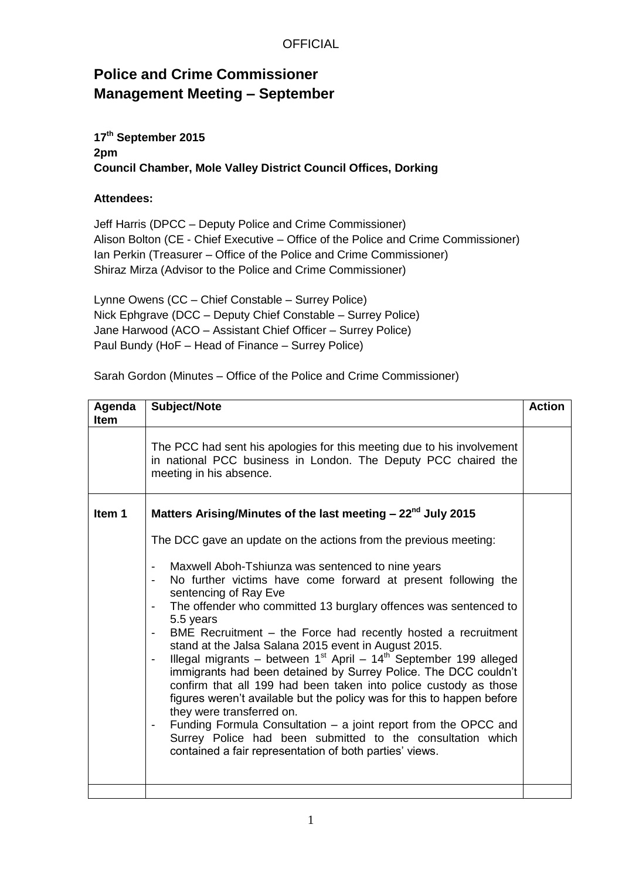OFFICIAL

# Police and Crime Commissioner Management Meeting – September

**17th September 2015**
**2pm**
**Council Chamber, Mole Valley District Council Offices, Dorking**

**Attendees:**

Jeff Harris (DPCC – Deputy Police and Crime Commissioner)
Alison Bolton (CE - Chief Executive – Office of the Police and Crime Commissioner)
Ian Perkin (Treasurer – Office of the Police and Crime Commissioner)
Shiraz Mirza (Advisor to the Police and Crime Commissioner)

Lynne Owens (CC – Chief Constable – Surrey Police)
Nick Ephgrave (DCC – Deputy Chief Constable – Surrey Police)
Jane Harwood (ACO – Assistant Chief Officer – Surrey Police)
Paul Bundy (HoF – Head of Finance – Surrey Police)

Sarah Gordon (Minutes – Office of the Police and Crime Commissioner)

| Agenda Item | Subject/Note | Action |
|---|---|---|
| | The PCC had sent his apologies for this meeting due to his involvement in national PCC business in London. The Deputy PCC chaired the meeting in his absence. | |
| Item 1 | **Matters Arising/Minutes of the last meeting – 22nd July 2015**<br><br>The DCC gave an update on the actions from the previous meeting:<br><br>- Maxwell Aboh-Tshiunza was sentenced to nine years<br>- No further victims have come forward at present following the sentencing of Ray Eve<br>- The offender who committed 13 burglary offences was sentenced to 5.5 years<br>- BME Recruitment – the Force had recently hosted a recruitment stand at the Jalsa Salana 2015 event in August 2015.<br>- Illegal migrants – between 1st April – 14th September 199 alleged immigrants had been detained by Surrey Police. The DCC couldn't confirm that all 199 had been taken into police custody as those figures weren't available but the policy was for this to happen before they were transferred on.<br>- Funding Formula Consultation – a joint report from the OPCC and Surrey Police had been submitted to the consultation which contained a fair representation of both parties' views. | |
| | | |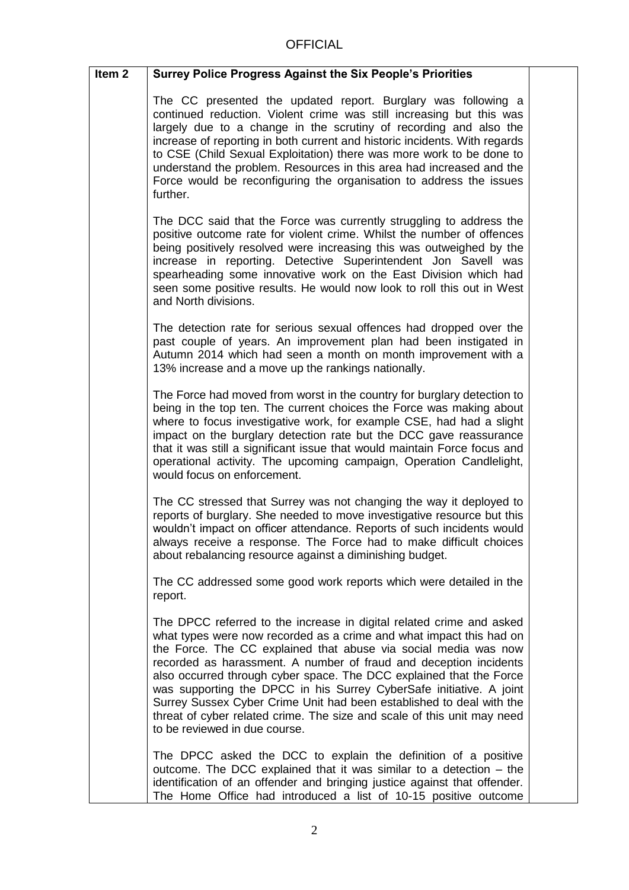| Item 2 | **Surrey Police Progress Against the Six People's Priorities** | |
|---|---|---|
| | The CC presented the updated report. Burglary was following a continued reduction. Violent crime was still increasing but this was largely due to a change in the scrutiny of recording and also the increase of reporting in both current and historic incidents. With regards to CSE (Child Sexual Exploitation) there was more work to be done to understand the problem. Resources in this area had increased and the Force would be reconfiguring the organisation to address the issues further.<br><br>The DCC said that the Force was currently struggling to address the positive outcome rate for violent crime. Whilst the number of offences being positively resolved were increasing this was outweighed by the increase in reporting. Detective Superintendent Jon Savell was spearheading some innovative work on the East Division which had seen some positive results. He would now look to roll this out in West and North divisions.<br><br>The detection rate for serious sexual offences had dropped over the past couple of years. An improvement plan had been instigated in Autumn 2014 which had seen a month on month improvement with a 13% increase and a move up the rankings nationally.<br><br>The Force had moved from worst in the country for burglary detection to being in the top ten. The current choices the Force was making about where to focus investigative work, for example CSE, had had a slight impact on the burglary detection rate but the DCC gave reassurance that it was still a significant issue that would maintain Force focus and operational activity. The upcoming campaign, Operation Candlelight, would focus on enforcement.<br><br>The CC stressed that Surrey was not changing the way it deployed to reports of burglary. She needed to move investigative resource but this wouldn't impact on officer attendance. Reports of such incidents would always receive a response. The Force had to make difficult choices about rebalancing resource against a diminishing budget.<br><br>The CC addressed some good work reports which were detailed in the report.<br><br>The DPCC referred to the increase in digital related crime and asked what types were now recorded as a crime and what impact this had on the Force. The CC explained that abuse via social media was now recorded as harassment. A number of fraud and deception incidents also occurred through cyber space. The DCC explained that the Force was supporting the DPCC in his Surrey CyberSafe initiative. A joint Surrey Sussex Cyber Crime Unit had been established to deal with the threat of cyber related crime. The size and scale of this unit may need to be reviewed in due course.<br><br>The DPCC asked the DCC to explain the definition of a positive outcome. The DCC explained that it was similar to a detection – the identification of an offender and bringing justice against that offender. The Home Office had introduced a list of 10-15 positive outcome | |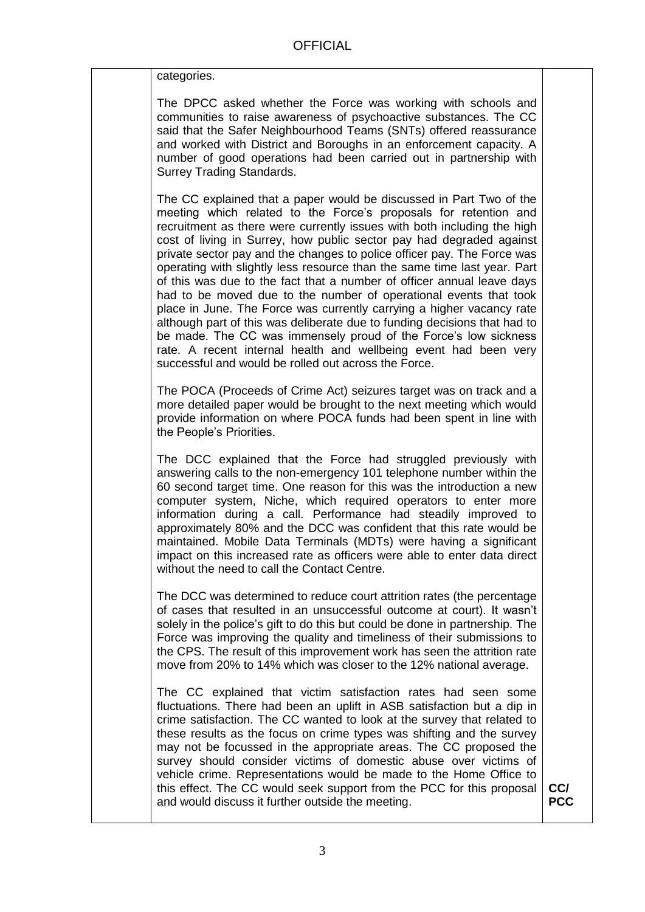| | | |
|---|---|---|
| | categories.<br><br>The DPCC asked whether the Force was working with schools and communities to raise awareness of psychoactive substances. The CC said that the Safer Neighbourhood Teams (SNTs) offered reassurance and worked with District and Boroughs in an enforcement capacity. A number of good operations had been carried out in partnership with Surrey Trading Standards.<br><br>The CC explained that a paper would be discussed in Part Two of the meeting which related to the Force's proposals for retention and recruitment as there were currently issues with both including the high cost of living in Surrey, how public sector pay had degraded against private sector pay and the changes to police officer pay. The Force was operating with slightly less resource than the same time last year. Part of this was due to the fact that a number of officer annual leave days had to be moved due to the number of operational events that took place in June. The Force was currently carrying a higher vacancy rate although part of this was deliberate due to funding decisions that had to be made. The CC was immensely proud of the Force's low sickness rate. A recent internal health and wellbeing event had been very successful and would be rolled out across the Force.<br><br>The POCA (Proceeds of Crime Act) seizures target was on track and a more detailed paper would be brought to the next meeting which would provide information on where POCA funds had been spent in line with the People's Priorities.<br><br>The DCC explained that the Force had struggled previously with answering calls to the non-emergency 101 telephone number within the 60 second target time. One reason for this was the introduction a new computer system, Niche, which required operators to enter more information during a call. Performance had steadily improved to approximately 80% and the DCC was confident that this rate would be maintained. Mobile Data Terminals (MDTs) were having a significant impact on this increased rate as officers were able to enter data direct without the need to call the Contact Centre.<br><br>The DCC was determined to reduce court attrition rates (the percentage of cases that resulted in an unsuccessful outcome at court). It wasn't solely in the police's gift to do this but could be done in partnership. The Force was improving the quality and timeliness of their submissions to the CPS. The result of this improvement work has seen the attrition rate move from 20% to 14% which was closer to the 12% national average.<br><br>The CC explained that victim satisfaction rates had seen some fluctuations. There had been an uplift in ASB satisfaction but a dip in crime satisfaction. The CC wanted to look at the survey that related to these results as the focus on crime types was shifting and the survey may not be focussed in the appropriate areas. The CC proposed the survey should consider victims of domestic abuse over victims of vehicle crime. Representations would be made to the Home Office to this effect. The CC would seek support from the PCC for this proposal and would discuss it further outside the meeting. | **CC/ PCC** |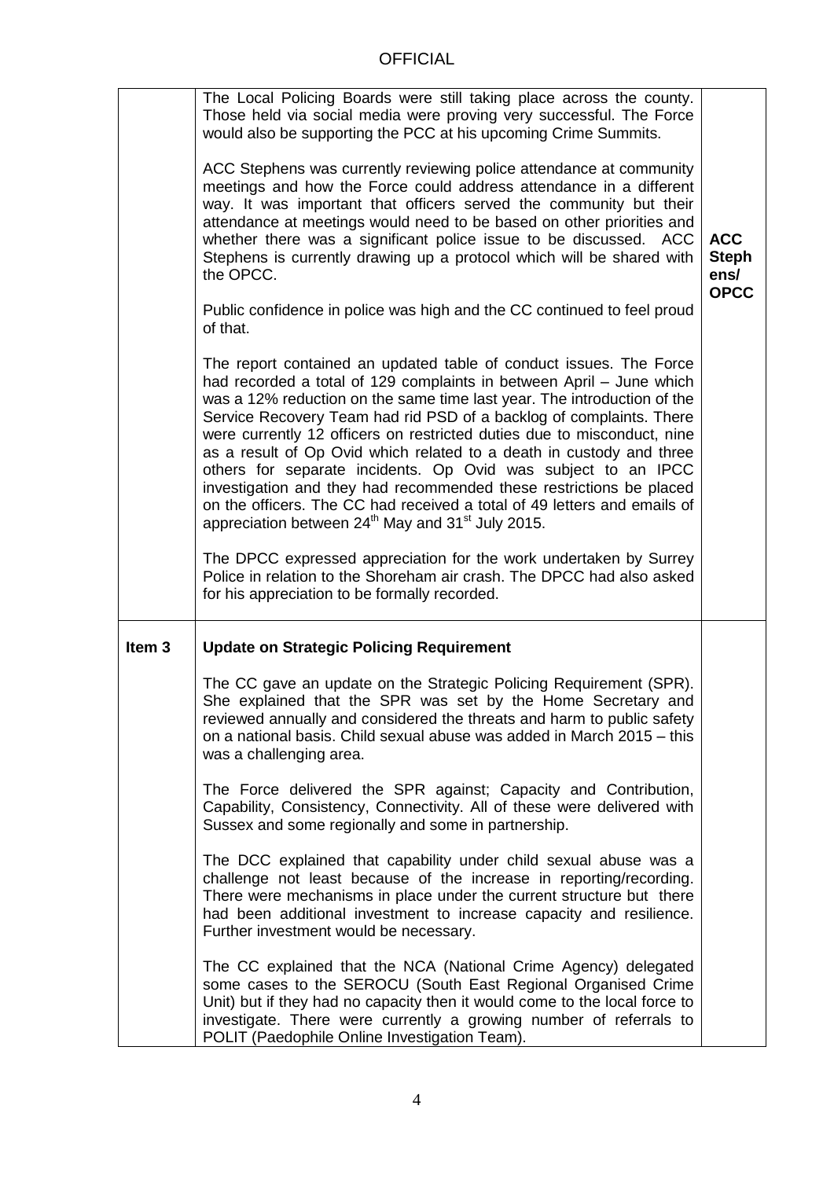| | | |
|---|---|---|
| | The Local Policing Boards were still taking place across the county. Those held via social media were proving very successful. The Force would also be supporting the PCC at his upcoming Crime Summits.<br><br>ACC Stephens was currently reviewing police attendance at community meetings and how the Force could address attendance in a different way. It was important that officers served the community but their attendance at meetings would need to be based on other priorities and whether there was a significant police issue to be discussed. ACC Stephens is currently drawing up a protocol which will be shared with the OPCC.<br><br>Public confidence in police was high and the CC continued to feel proud of that.<br><br>The report contained an updated table of conduct issues. The Force had recorded a total of 129 complaints in between April – June which was a 12% reduction on the same time last year. The introduction of the Service Recovery Team had rid PSD of a backlog of complaints. There were currently 12 officers on restricted duties due to misconduct, nine as a result of Op Ovid which related to a death in custody and three others for separate incidents. Op Ovid was subject to an IPCC investigation and they had recommended these restrictions be placed on the officers. The CC had received a total of 49 letters and emails of appreciation between 24th May and 31st July 2015.<br><br>The DPCC expressed appreciation for the work undertaken by Surrey Police in relation to the Shoreham air crash. The DPCC had also asked for his appreciation to be formally recorded. | **ACC Stephens/ OPCC** |
| **Item 3** | **Update on Strategic Policing Requirement**<br><br>The CC gave an update on the Strategic Policing Requirement (SPR). She explained that the SPR was set by the Home Secretary and reviewed annually and considered the threats and harm to public safety on a national basis. Child sexual abuse was added in March 2015 – this was a challenging area.<br><br>The Force delivered the SPR against; Capacity and Contribution, Capability, Consistency, Connectivity. All of these were delivered with Sussex and some regionally and some in partnership.<br><br>The DCC explained that capability under child sexual abuse was a challenge not least because of the increase in reporting/recording. There were mechanisms in place under the current structure but there had been additional investment to increase capacity and resilience. Further investment would be necessary.<br><br>The CC explained that the NCA (National Crime Agency) delegated some cases to the SEROCU (South East Regional Organised Crime Unit) but if they had no capacity then it would come to the local force to investigate. There were currently a growing number of referrals to POLIT (Paedophile Online Investigation Team). | |